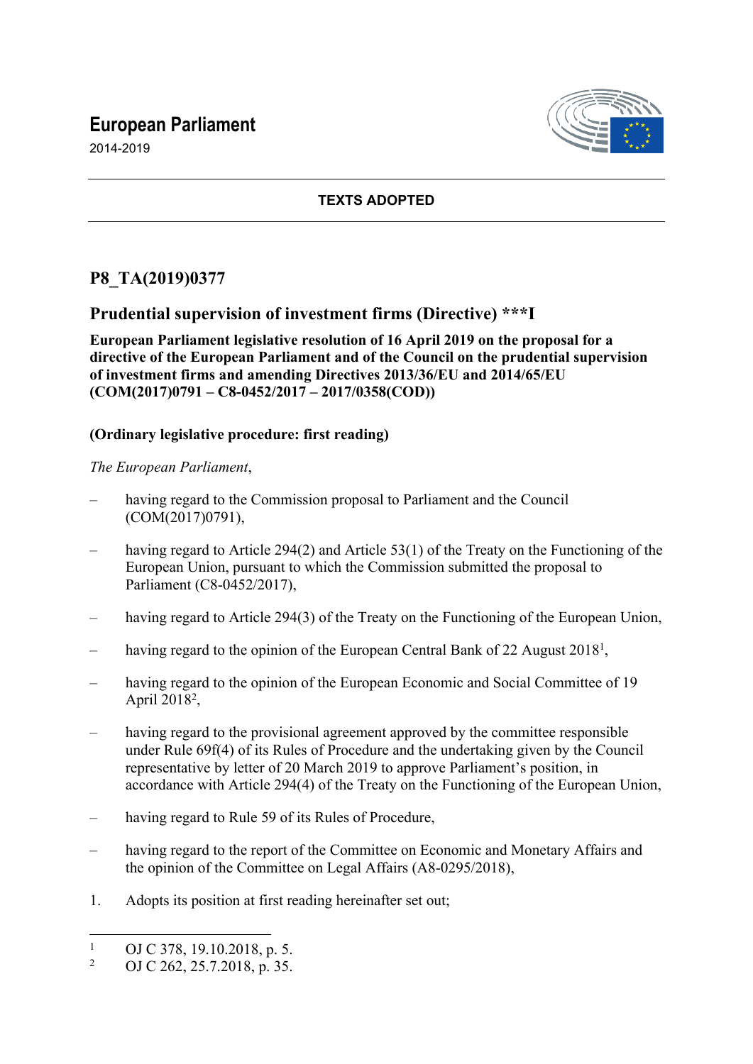# European Parliament

2014-2019

**TEXTS ADOPTED**

## P8_TA(2019)0377

## Prudential supervision of investment firms (Directive) ***I

**European Parliament legislative resolution of 16 April 2019 on the proposal for a directive of the European Parliament and of the Council on the prudential supervision of investment firms and amending Directives 2013/36/EU and 2014/65/EU (COM(2017)0791 – C8-0452/2017 – 2017/0358(COD))**

**(Ordinary legislative procedure: first reading)**

*The European Parliament*,

– having regard to the Commission proposal to Parliament and the Council (COM(2017)0791),

– having regard to Article 294(2) and Article 53(1) of the Treaty on the Functioning of the European Union, pursuant to which the Commission submitted the proposal to Parliament (C8-0452/2017),

– having regard to Article 294(3) of the Treaty on the Functioning of the European Union,

– having regard to the opinion of the European Central Bank of 22 August 2018[1],

– having regard to the opinion of the European Economic and Social Committee of 19 April 2018[2],

– having regard to the provisional agreement approved by the committee responsible under Rule 69f(4) of its Rules of Procedure and the undertaking given by the Council representative by letter of 20 March 2019 to approve Parliament's position, in accordance with Article 294(4) of the Treaty on the Functioning of the European Union,

– having regard to Rule 59 of its Rules of Procedure,

– having regard to the report of the Committee on Economic and Monetary Affairs and the opinion of the Committee on Legal Affairs (A8-0295/2018),

1. Adopts its position at first reading hereinafter set out;

---

[1] OJ C 378, 19.10.2018, p. 5.

[2] OJ C 262, 25.7.2018, p. 35.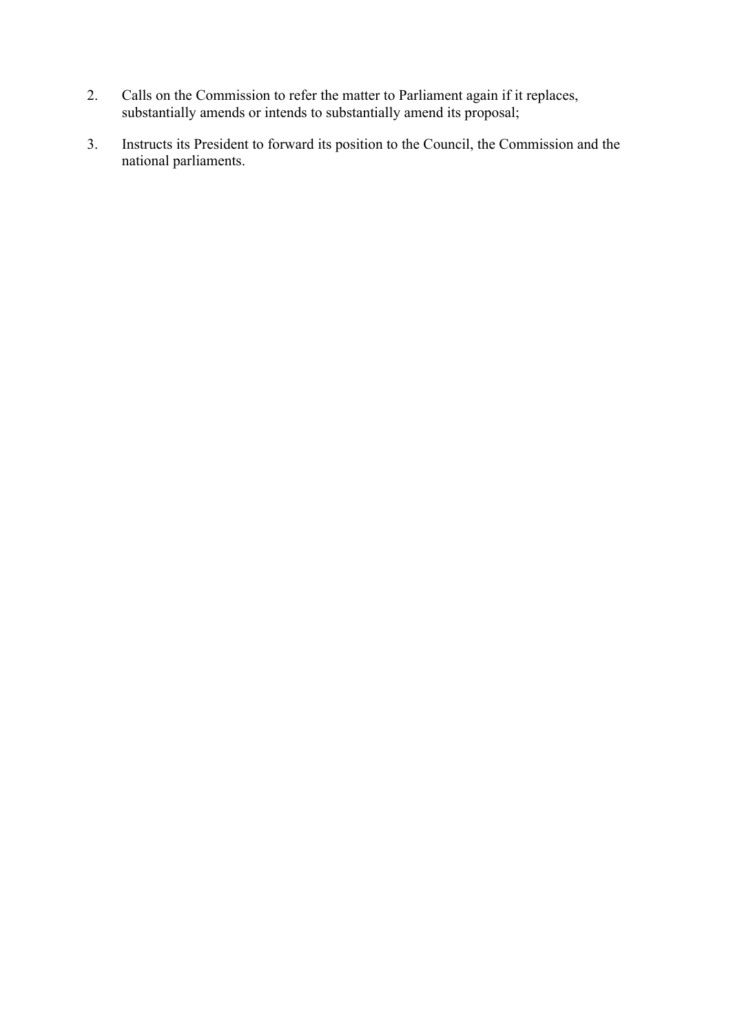2. Calls on the Commission to refer the matter to Parliament again if it replaces, substantially amends or intends to substantially amend its proposal;

3. Instructs its President to forward its position to the Council, the Commission and the national parliaments.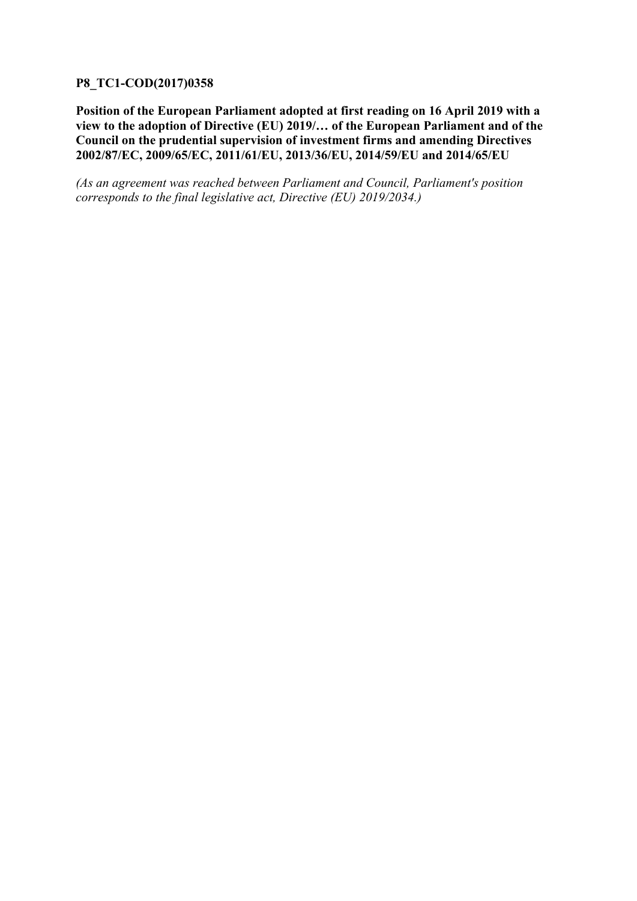**P8_TC1-COD(2017)0358**

**Position of the European Parliament adopted at first reading on 16 April 2019 with a view to the adoption of Directive (EU) 2019/… of the European Parliament and of the Council on the prudential supervision of investment firms and amending Directives 2002/87/EC, 2009/65/EC, 2011/61/EU, 2013/36/EU, 2014/59/EU and 2014/65/EU**

*(As an agreement was reached between Parliament and Council, Parliament's position corresponds to the final legislative act, Directive (EU) 2019/2034.)*